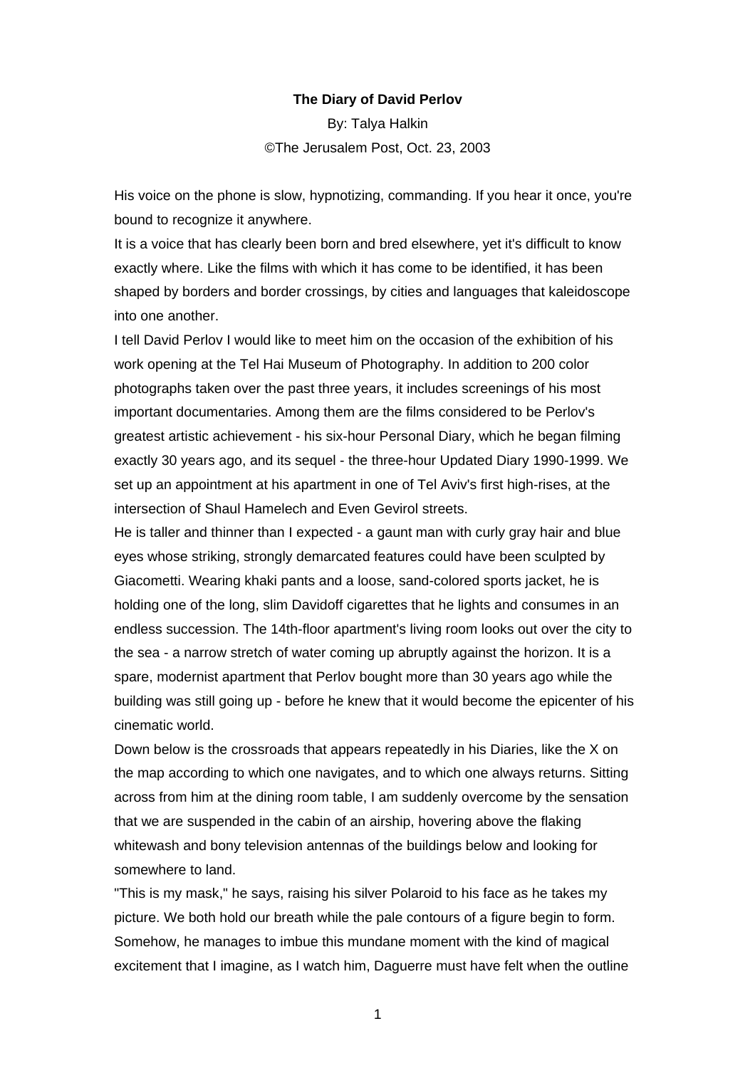# The Diary of David Perlov

By: Talya Halkin

©The Jerusalem Post, Oct. 23, 2003

His voice on the phone is slow, hypnotizing, commanding. If you hear it once, you're bound to recognize it anywhere.

It is a voice that has clearly been born and bred elsewhere, yet it's difficult to know exactly where. Like the films with which it has come to be identified, it has been shaped by borders and border crossings, by cities and languages that kaleidoscope into one another.

I tell David Perlov I would like to meet him on the occasion of the exhibition of his work opening at the Tel Hai Museum of Photography. In addition to 200 color photographs taken over the past three years, it includes screenings of his most important documentaries. Among them are the films considered to be Perlov's greatest artistic achievement - his six-hour Personal Diary, which he began filming exactly 30 years ago, and its sequel - the three-hour Updated Diary 1990-1999. We set up an appointment at his apartment in one of Tel Aviv's first high-rises, at the intersection of Shaul Hamelech and Even Gevirol streets.

He is taller and thinner than I expected - a gaunt man with curly gray hair and blue eyes whose striking, strongly demarcated features could have been sculpted by Giacometti. Wearing khaki pants and a loose, sand-colored sports jacket, he is holding one of the long, slim Davidoff cigarettes that he lights and consumes in an endless succession. The 14th-floor apartment's living room looks out over the city to the sea - a narrow stretch of water coming up abruptly against the horizon. It is a spare, modernist apartment that Perlov bought more than 30 years ago while the building was still going up - before he knew that it would become the epicenter of his cinematic world.

Down below is the crossroads that appears repeatedly in his Diaries, like the X on the map according to which one navigates, and to which one always returns. Sitting across from him at the dining room table, I am suddenly overcome by the sensation that we are suspended in the cabin of an airship, hovering above the flaking whitewash and bony television antennas of the buildings below and looking for somewhere to land.

"This is my mask," he says, raising his silver Polaroid to his face as he takes my picture. We both hold our breath while the pale contours of a figure begin to form. Somehow, he manages to imbue this mundane moment with the kind of magical excitement that I imagine, as I watch him, Daguerre must have felt when the outline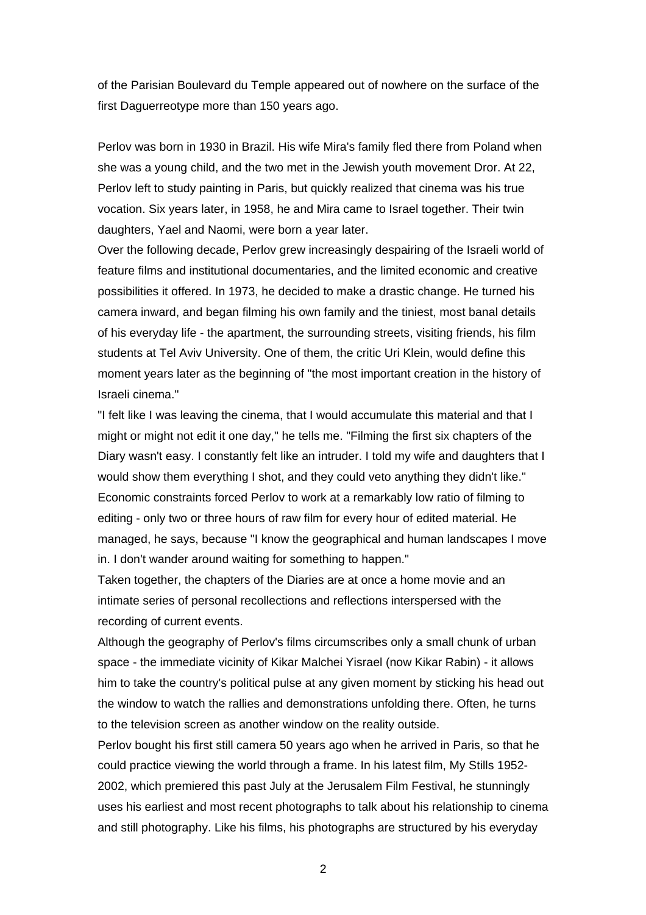of the Parisian Boulevard du Temple appeared out of nowhere on the surface of the first Daguerreotype more than 150 years ago.

Perlov was born in 1930 in Brazil. His wife Mira's family fled there from Poland when she was a young child, and the two met in the Jewish youth movement Dror. At 22, Perlov left to study painting in Paris, but quickly realized that cinema was his true vocation. Six years later, in 1958, he and Mira came to Israel together. Their twin daughters, Yael and Naomi, were born a year later.

Over the following decade, Perlov grew increasingly despairing of the Israeli world of feature films and institutional documentaries, and the limited economic and creative possibilities it offered. In 1973, he decided to make a drastic change. He turned his camera inward, and began filming his own family and the tiniest, most banal details of his everyday life - the apartment, the surrounding streets, visiting friends, his film students at Tel Aviv University. One of them, the critic Uri Klein, would define this moment years later as the beginning of "the most important creation in the history of Israeli cinema."

"I felt like I was leaving the cinema, that I would accumulate this material and that I might or might not edit it one day," he tells me. "Filming the first six chapters of the Diary wasn't easy. I constantly felt like an intruder. I told my wife and daughters that I would show them everything I shot, and they could veto anything they didn't like."

Economic constraints forced Perlov to work at a remarkably low ratio of filming to editing - only two or three hours of raw film for every hour of edited material. He managed, he says, because "I know the geographical and human landscapes I move in. I don't wander around waiting for something to happen."

Taken together, the chapters of the Diaries are at once a home movie and an intimate series of personal recollections and reflections interspersed with the recording of current events.

Although the geography of Perlov's films circumscribes only a small chunk of urban space - the immediate vicinity of Kikar Malchei Yisrael (now Kikar Rabin) - it allows him to take the country's political pulse at any given moment by sticking his head out the window to watch the rallies and demonstrations unfolding there. Often, he turns to the television screen as another window on the reality outside.

Perlov bought his first still camera 50 years ago when he arrived in Paris, so that he could practice viewing the world through a frame. In his latest film, My Stills 1952-2002, which premiered this past July at the Jerusalem Film Festival, he stunningly uses his earliest and most recent photographs to talk about his relationship to cinema and still photography. Like his films, his photographs are structured by his everyday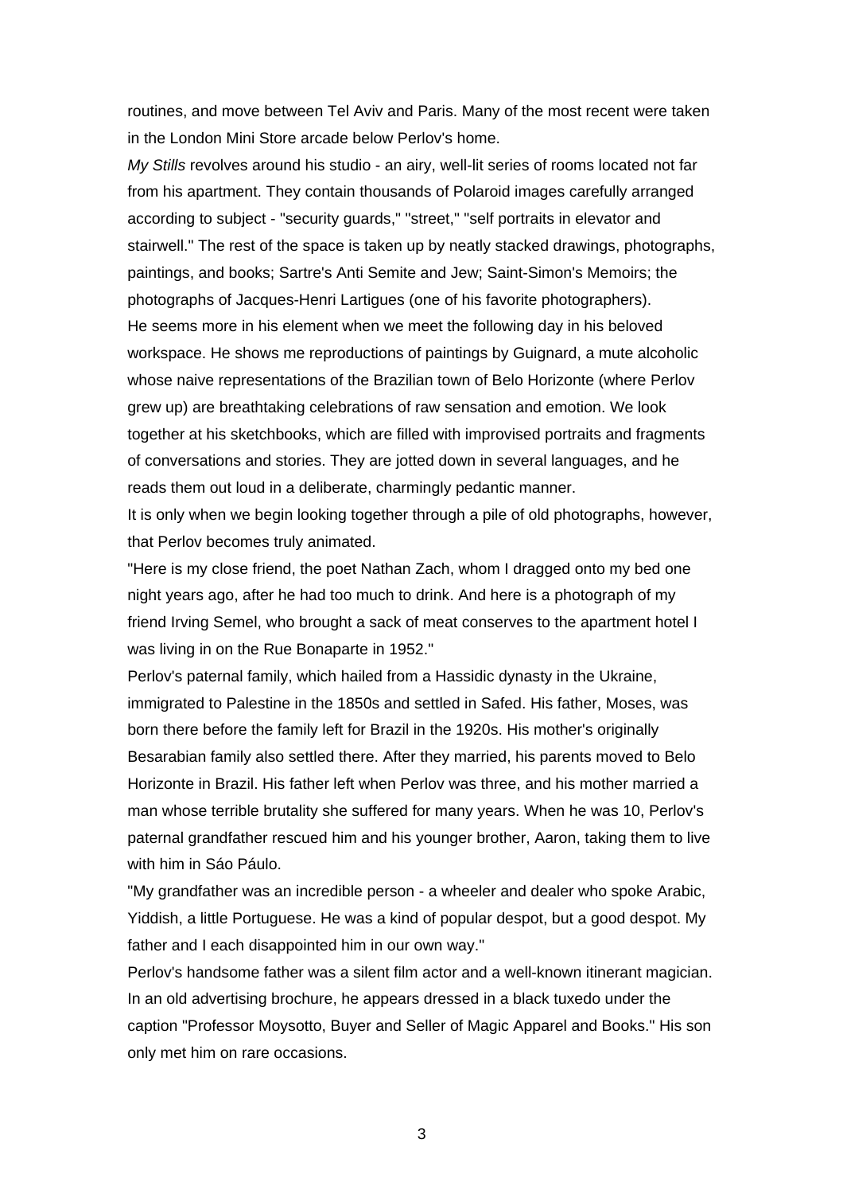routines, and move between Tel Aviv and Paris. Many of the most recent were taken in the London Mini Store arcade below Perlov's home.

*My Stills* revolves around his studio - an airy, well-lit series of rooms located not far from his apartment. They contain thousands of Polaroid images carefully arranged according to subject - "security guards," "street," "self portraits in elevator and stairwell." The rest of the space is taken up by neatly stacked drawings, photographs, paintings, and books; Sartre's Anti Semite and Jew; Saint-Simon's Memoirs; the photographs of Jacques-Henri Lartigues (one of his favorite photographers).

He seems more in his element when we meet the following day in his beloved workspace. He shows me reproductions of paintings by Guignard, a mute alcoholic whose naive representations of the Brazilian town of Belo Horizonte (where Perlov grew up) are breathtaking celebrations of raw sensation and emotion. We look together at his sketchbooks, which are filled with improvised portraits and fragments of conversations and stories. They are jotted down in several languages, and he reads them out loud in a deliberate, charmingly pedantic manner.

It is only when we begin looking together through a pile of old photographs, however, that Perlov becomes truly animated.

"Here is my close friend, the poet Nathan Zach, whom I dragged onto my bed one night years ago, after he had too much to drink. And here is a photograph of my friend Irving Semel, who brought a sack of meat conserves to the apartment hotel I was living in on the Rue Bonaparte in 1952."

Perlov's paternal family, which hailed from a Hassidic dynasty in the Ukraine, immigrated to Palestine in the 1850s and settled in Safed. His father, Moses, was born there before the family left for Brazil in the 1920s. His mother's originally Besarabian family also settled there. After they married, his parents moved to Belo Horizonte in Brazil. His father left when Perlov was three, and his mother married a man whose terrible brutality she suffered for many years. When he was 10, Perlov's paternal grandfather rescued him and his younger brother, Aaron, taking them to live with him in Sáo Páulo.

"My grandfather was an incredible person - a wheeler and dealer who spoke Arabic, Yiddish, a little Portuguese. He was a kind of popular despot, but a good despot. My father and I each disappointed him in our own way."

Perlov's handsome father was a silent film actor and a well-known itinerant magician. In an old advertising brochure, he appears dressed in a black tuxedo under the caption "Professor Moysotto, Buyer and Seller of Magic Apparel and Books." His son only met him on rare occasions.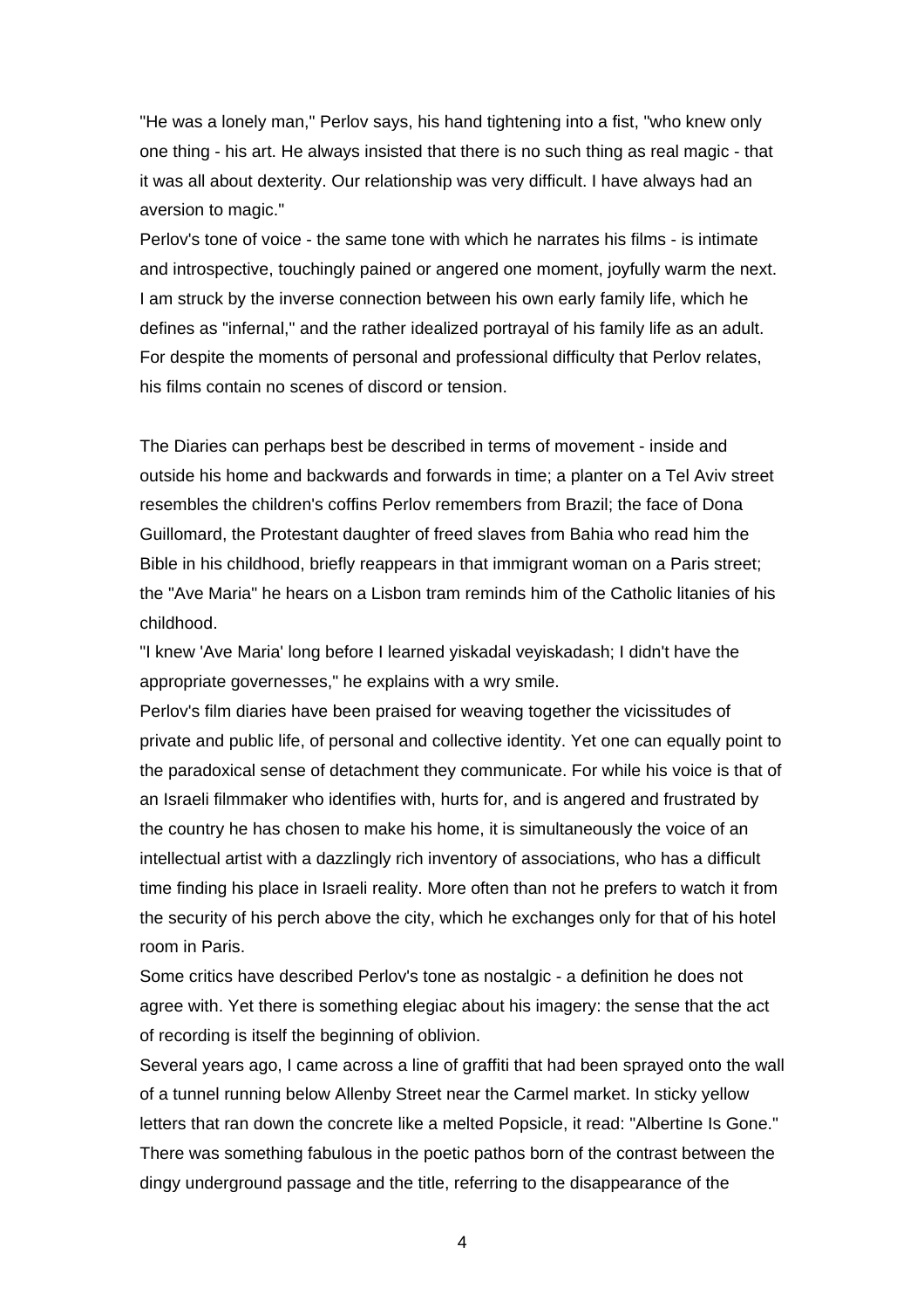"He was a lonely man," Perlov says, his hand tightening into a fist, "who knew only one thing - his art. He always insisted that there is no such thing as real magic - that it was all about dexterity. Our relationship was very difficult. I have always had an aversion to magic."

Perlov's tone of voice - the same tone with which he narrates his films - is intimate and introspective, touchingly pained or angered one moment, joyfully warm the next. I am struck by the inverse connection between his own early family life, which he defines as "infernal," and the rather idealized portrayal of his family life as an adult. For despite the moments of personal and professional difficulty that Perlov relates, his films contain no scenes of discord or tension.

The Diaries can perhaps best be described in terms of movement - inside and outside his home and backwards and forwards in time; a planter on a Tel Aviv street resembles the children's coffins Perlov remembers from Brazil; the face of Dona Guillomard, the Protestant daughter of freed slaves from Bahia who read him the Bible in his childhood, briefly reappears in that immigrant woman on a Paris street; the "Ave Maria" he hears on a Lisbon tram reminds him of the Catholic litanies of his childhood.

"I knew 'Ave Maria' long before I learned yiskadal veyiskadash; I didn't have the appropriate governesses," he explains with a wry smile.

Perlov's film diaries have been praised for weaving together the vicissitudes of private and public life, of personal and collective identity. Yet one can equally point to the paradoxical sense of detachment they communicate. For while his voice is that of an Israeli filmmaker who identifies with, hurts for, and is angered and frustrated by the country he has chosen to make his home, it is simultaneously the voice of an intellectual artist with a dazzlingly rich inventory of associations, who has a difficult time finding his place in Israeli reality. More often than not he prefers to watch it from the security of his perch above the city, which he exchanges only for that of his hotel room in Paris.

Some critics have described Perlov's tone as nostalgic - a definition he does not agree with. Yet there is something elegiac about his imagery: the sense that the act of recording is itself the beginning of oblivion.

Several years ago, I came across a line of graffiti that had been sprayed onto the wall of a tunnel running below Allenby Street near the Carmel market. In sticky yellow letters that ran down the concrete like a melted Popsicle, it read: "Albertine Is Gone." There was something fabulous in the poetic pathos born of the contrast between the dingy underground passage and the title, referring to the disappearance of the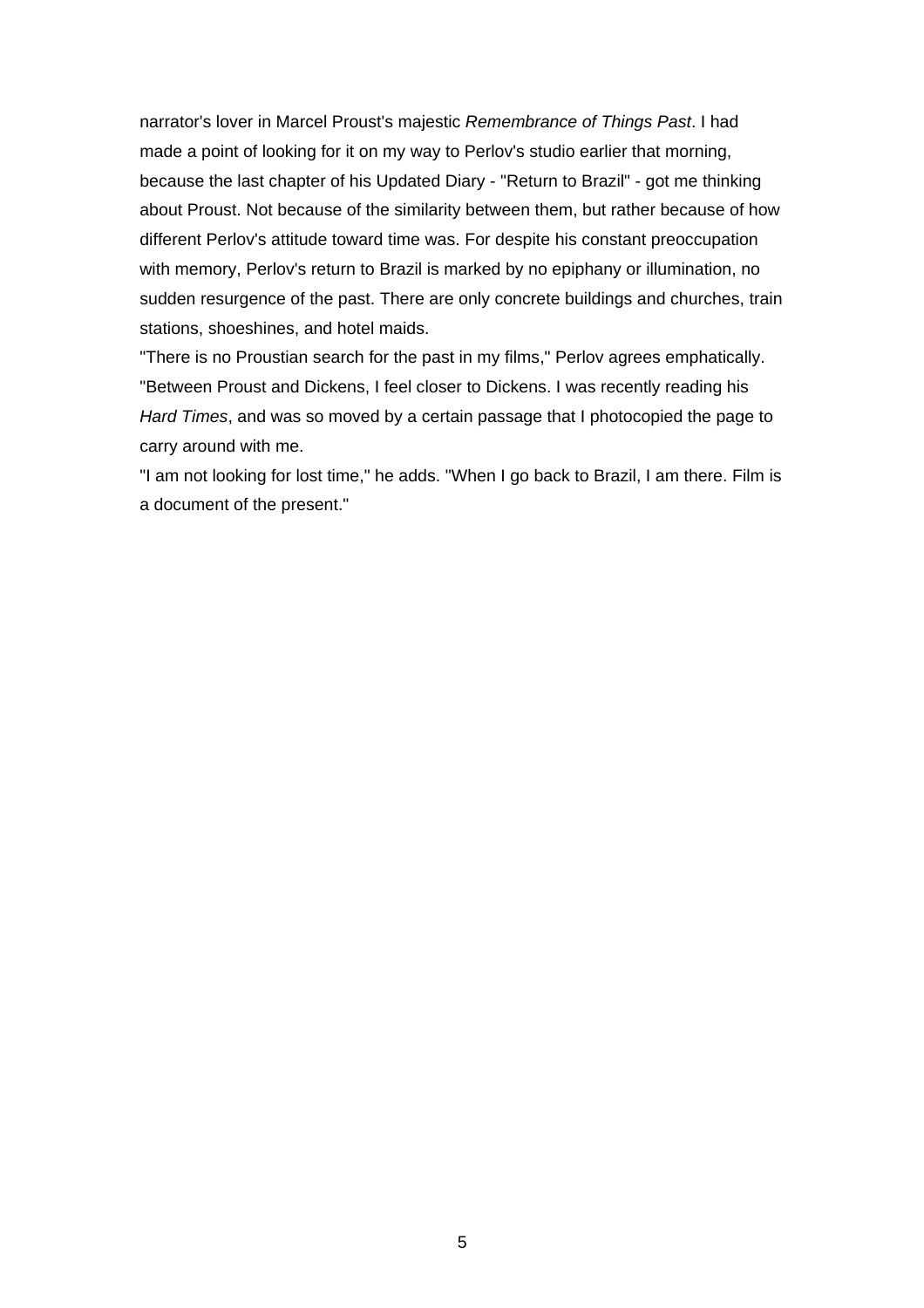narrator's lover in Marcel Proust's majestic *Remembrance of Things Past*. I had made a point of looking for it on my way to Perlov's studio earlier that morning, because the last chapter of his Updated Diary - "Return to Brazil" - got me thinking about Proust. Not because of the similarity between them, but rather because of how different Perlov's attitude toward time was. For despite his constant preoccupation with memory, Perlov's return to Brazil is marked by no epiphany or illumination, no sudden resurgence of the past. There are only concrete buildings and churches, train stations, shoeshines, and hotel maids.

"There is no Proustian search for the past in my films," Perlov agrees emphatically. "Between Proust and Dickens, I feel closer to Dickens. I was recently reading his *Hard Times*, and was so moved by a certain passage that I photocopied the page to carry around with me.

"I am not looking for lost time," he adds. "When I go back to Brazil, I am there. Film is a document of the present."